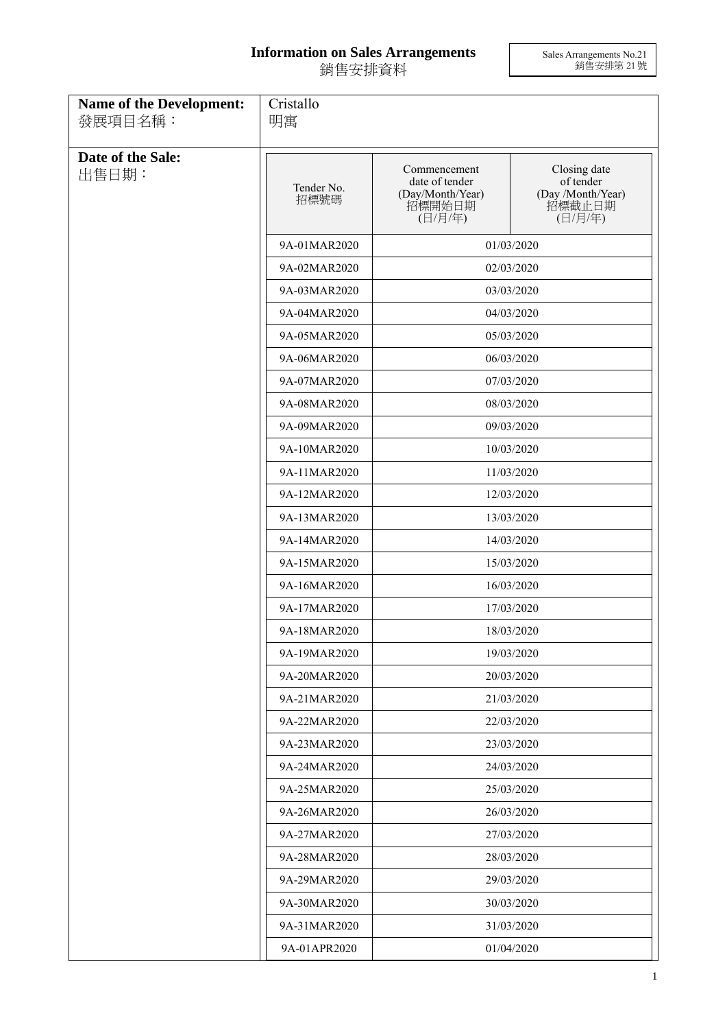# Information on Sales Arrangements
銷售安排資料

Sales Arrangements No.21
銷售安排第 21 號

| **Name of the Development:** 發展項目名稱： | Cristallo 明寓 | |
|---|---|---|
| **Date of the Sale:** 出售日期： | | |

| Tender No. 招標號碼 | Commencement date of tender (Day/Month/Year) 招標開始日期 (日/月/年) | Closing date of tender (Day /Month/Year) 招標截止日期 (日/月/年) |
|---|---|---|
| 9A-01MAR2020 | 01/03/2020 | |
| 9A-02MAR2020 | 02/03/2020 | |
| 9A-03MAR2020 | 03/03/2020 | |
| 9A-04MAR2020 | 04/03/2020 | |
| 9A-05MAR2020 | 05/03/2020 | |
| 9A-06MAR2020 | 06/03/2020 | |
| 9A-07MAR2020 | 07/03/2020 | |
| 9A-08MAR2020 | 08/03/2020 | |
| 9A-09MAR2020 | 09/03/2020 | |
| 9A-10MAR2020 | 10/03/2020 | |
| 9A-11MAR2020 | 11/03/2020 | |
| 9A-12MAR2020 | 12/03/2020 | |
| 9A-13MAR2020 | 13/03/2020 | |
| 9A-14MAR2020 | 14/03/2020 | |
| 9A-15MAR2020 | 15/03/2020 | |
| 9A-16MAR2020 | 16/03/2020 | |
| 9A-17MAR2020 | 17/03/2020 | |
| 9A-18MAR2020 | 18/03/2020 | |
| 9A-19MAR2020 | 19/03/2020 | |
| 9A-20MAR2020 | 20/03/2020 | |
| 9A-21MAR2020 | 21/03/2020 | |
| 9A-22MAR2020 | 22/03/2020 | |
| 9A-23MAR2020 | 23/03/2020 | |
| 9A-24MAR2020 | 24/03/2020 | |
| 9A-25MAR2020 | 25/03/2020 | |
| 9A-26MAR2020 | 26/03/2020 | |
| 9A-27MAR2020 | 27/03/2020 | |
| 9A-28MAR2020 | 28/03/2020 | |
| 9A-29MAR2020 | 29/03/2020 | |
| 9A-30MAR2020 | 30/03/2020 | |
| 9A-31MAR2020 | 31/03/2020 | |
| 9A-01APR2020 | 01/04/2020 | |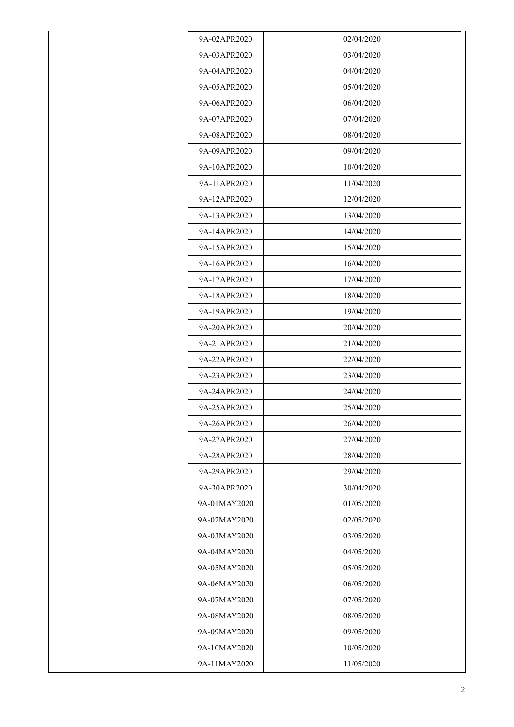| | | |
|---|---|---|
| | 9A-02APR2020 | 02/04/2020 |
| | 9A-03APR2020 | 03/04/2020 |
| | 9A-04APR2020 | 04/04/2020 |
| | 9A-05APR2020 | 05/04/2020 |
| | 9A-06APR2020 | 06/04/2020 |
| | 9A-07APR2020 | 07/04/2020 |
| | 9A-08APR2020 | 08/04/2020 |
| | 9A-09APR2020 | 09/04/2020 |
| | 9A-10APR2020 | 10/04/2020 |
| | 9A-11APR2020 | 11/04/2020 |
| | 9A-12APR2020 | 12/04/2020 |
| | 9A-13APR2020 | 13/04/2020 |
| | 9A-14APR2020 | 14/04/2020 |
| | 9A-15APR2020 | 15/04/2020 |
| | 9A-16APR2020 | 16/04/2020 |
| | 9A-17APR2020 | 17/04/2020 |
| | 9A-18APR2020 | 18/04/2020 |
| | 9A-19APR2020 | 19/04/2020 |
| | 9A-20APR2020 | 20/04/2020 |
| | 9A-21APR2020 | 21/04/2020 |
| | 9A-22APR2020 | 22/04/2020 |
| | 9A-23APR2020 | 23/04/2020 |
| | 9A-24APR2020 | 24/04/2020 |
| | 9A-25APR2020 | 25/04/2020 |
| | 9A-26APR2020 | 26/04/2020 |
| | 9A-27APR2020 | 27/04/2020 |
| | 9A-28APR2020 | 28/04/2020 |
| | 9A-29APR2020 | 29/04/2020 |
| | 9A-30APR2020 | 30/04/2020 |
| | 9A-01MAY2020 | 01/05/2020 |
| | 9A-02MAY2020 | 02/05/2020 |
| | 9A-03MAY2020 | 03/05/2020 |
| | 9A-04MAY2020 | 04/05/2020 |
| | 9A-05MAY2020 | 05/05/2020 |
| | 9A-06MAY2020 | 06/05/2020 |
| | 9A-07MAY2020 | 07/05/2020 |
| | 9A-08MAY2020 | 08/05/2020 |
| | 9A-09MAY2020 | 09/05/2020 |
| | 9A-10MAY2020 | 10/05/2020 |
| | 9A-11MAY2020 | 11/05/2020 |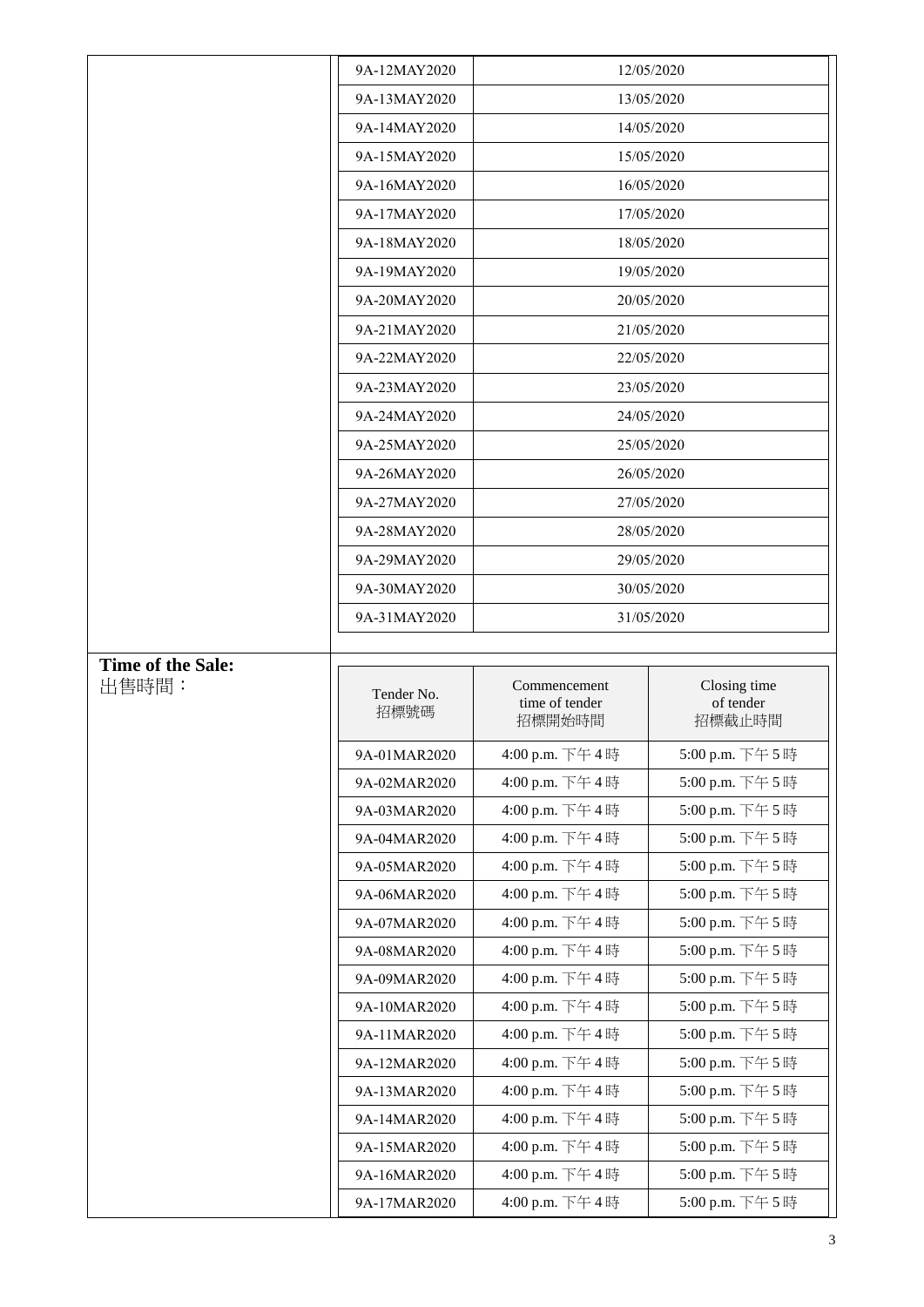| | | |
|---|---|---|
| | 9A-12MAY2020 | 12/05/2020 |
| | 9A-13MAY2020 | 13/05/2020 |
| | 9A-14MAY2020 | 14/05/2020 |
| | 9A-15MAY2020 | 15/05/2020 |
| | 9A-16MAY2020 | 16/05/2020 |
| | 9A-17MAY2020 | 17/05/2020 |
| | 9A-18MAY2020 | 18/05/2020 |
| | 9A-19MAY2020 | 19/05/2020 |
| | 9A-20MAY2020 | 20/05/2020 |
| | 9A-21MAY2020 | 21/05/2020 |
| | 9A-22MAY2020 | 22/05/2020 |
| | 9A-23MAY2020 | 23/05/2020 |
| | 9A-24MAY2020 | 24/05/2020 |
| | 9A-25MAY2020 | 25/05/2020 |
| | 9A-26MAY2020 | 26/05/2020 |
| | 9A-27MAY2020 | 27/05/2020 |
| | 9A-28MAY2020 | 28/05/2020 |
| | 9A-29MAY2020 | 29/05/2020 |
| | 9A-30MAY2020 | 30/05/2020 |
| | 9A-31MAY2020 | 31/05/2020 |

**Time of the Sale:**
出售時間：

| Tender No. 招標號碼 | Commencement time of tender 招標開始時間 | Closing time of tender 招標截止時間 |
|---|---|---|
| 9A-01MAR2020 | 4:00 p.m. 下午 4 時 | 5:00 p.m. 下午 5 時 |
| 9A-02MAR2020 | 4:00 p.m. 下午 4 時 | 5:00 p.m. 下午 5 時 |
| 9A-03MAR2020 | 4:00 p.m. 下午 4 時 | 5:00 p.m. 下午 5 時 |
| 9A-04MAR2020 | 4:00 p.m. 下午 4 時 | 5:00 p.m. 下午 5 時 |
| 9A-05MAR2020 | 4:00 p.m. 下午 4 時 | 5:00 p.m. 下午 5 時 |
| 9A-06MAR2020 | 4:00 p.m. 下午 4 時 | 5:00 p.m. 下午 5 時 |
| 9A-07MAR2020 | 4:00 p.m. 下午 4 時 | 5:00 p.m. 下午 5 時 |
| 9A-08MAR2020 | 4:00 p.m. 下午 4 時 | 5:00 p.m. 下午 5 時 |
| 9A-09MAR2020 | 4:00 p.m. 下午 4 時 | 5:00 p.m. 下午 5 時 |
| 9A-10MAR2020 | 4:00 p.m. 下午 4 時 | 5:00 p.m. 下午 5 時 |
| 9A-11MAR2020 | 4:00 p.m. 下午 4 時 | 5:00 p.m. 下午 5 時 |
| 9A-12MAR2020 | 4:00 p.m. 下午 4 時 | 5:00 p.m. 下午 5 時 |
| 9A-13MAR2020 | 4:00 p.m. 下午 4 時 | 5:00 p.m. 下午 5 時 |
| 9A-14MAR2020 | 4:00 p.m. 下午 4 時 | 5:00 p.m. 下午 5 時 |
| 9A-15MAR2020 | 4:00 p.m. 下午 4 時 | 5:00 p.m. 下午 5 時 |
| 9A-16MAR2020 | 4:00 p.m. 下午 4 時 | 5:00 p.m. 下午 5 時 |
| 9A-17MAR2020 | 4:00 p.m. 下午 4 時 | 5:00 p.m. 下午 5 時 |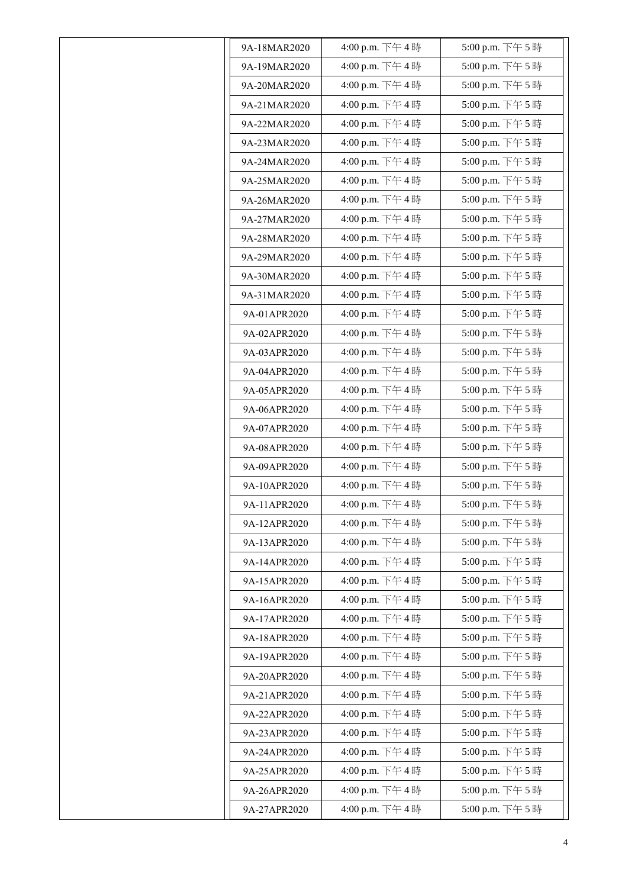| | | | |
|---|---|---|---|
| | 9A-18MAR2020 | 4:00 p.m. 下午 4 時 | 5:00 p.m. 下午 5 時 |
| | 9A-19MAR2020 | 4:00 p.m. 下午 4 時 | 5:00 p.m. 下午 5 時 |
| | 9A-20MAR2020 | 4:00 p.m. 下午 4 時 | 5:00 p.m. 下午 5 時 |
| | 9A-21MAR2020 | 4:00 p.m. 下午 4 時 | 5:00 p.m. 下午 5 時 |
| | 9A-22MAR2020 | 4:00 p.m. 下午 4 時 | 5:00 p.m. 下午 5 時 |
| | 9A-23MAR2020 | 4:00 p.m. 下午 4 時 | 5:00 p.m. 下午 5 時 |
| | 9A-24MAR2020 | 4:00 p.m. 下午 4 時 | 5:00 p.m. 下午 5 時 |
| | 9A-25MAR2020 | 4:00 p.m. 下午 4 時 | 5:00 p.m. 下午 5 時 |
| | 9A-26MAR2020 | 4:00 p.m. 下午 4 時 | 5:00 p.m. 下午 5 時 |
| | 9A-27MAR2020 | 4:00 p.m. 下午 4 時 | 5:00 p.m. 下午 5 時 |
| | 9A-28MAR2020 | 4:00 p.m. 下午 4 時 | 5:00 p.m. 下午 5 時 |
| | 9A-29MAR2020 | 4:00 p.m. 下午 4 時 | 5:00 p.m. 下午 5 時 |
| | 9A-30MAR2020 | 4:00 p.m. 下午 4 時 | 5:00 p.m. 下午 5 時 |
| | 9A-31MAR2020 | 4:00 p.m. 下午 4 時 | 5:00 p.m. 下午 5 時 |
| | 9A-01APR2020 | 4:00 p.m. 下午 4 時 | 5:00 p.m. 下午 5 時 |
| | 9A-02APR2020 | 4:00 p.m. 下午 4 時 | 5:00 p.m. 下午 5 時 |
| | 9A-03APR2020 | 4:00 p.m. 下午 4 時 | 5:00 p.m. 下午 5 時 |
| | 9A-04APR2020 | 4:00 p.m. 下午 4 時 | 5:00 p.m. 下午 5 時 |
| | 9A-05APR2020 | 4:00 p.m. 下午 4 時 | 5:00 p.m. 下午 5 時 |
| | 9A-06APR2020 | 4:00 p.m. 下午 4 時 | 5:00 p.m. 下午 5 時 |
| | 9A-07APR2020 | 4:00 p.m. 下午 4 時 | 5:00 p.m. 下午 5 時 |
| | 9A-08APR2020 | 4:00 p.m. 下午 4 時 | 5:00 p.m. 下午 5 時 |
| | 9A-09APR2020 | 4:00 p.m. 下午 4 時 | 5:00 p.m. 下午 5 時 |
| | 9A-10APR2020 | 4:00 p.m. 下午 4 時 | 5:00 p.m. 下午 5 時 |
| | 9A-11APR2020 | 4:00 p.m. 下午 4 時 | 5:00 p.m. 下午 5 時 |
| | 9A-12APR2020 | 4:00 p.m. 下午 4 時 | 5:00 p.m. 下午 5 時 |
| | 9A-13APR2020 | 4:00 p.m. 下午 4 時 | 5:00 p.m. 下午 5 時 |
| | 9A-14APR2020 | 4:00 p.m. 下午 4 時 | 5:00 p.m. 下午 5 時 |
| | 9A-15APR2020 | 4:00 p.m. 下午 4 時 | 5:00 p.m. 下午 5 時 |
| | 9A-16APR2020 | 4:00 p.m. 下午 4 時 | 5:00 p.m. 下午 5 時 |
| | 9A-17APR2020 | 4:00 p.m. 下午 4 時 | 5:00 p.m. 下午 5 時 |
| | 9A-18APR2020 | 4:00 p.m. 下午 4 時 | 5:00 p.m. 下午 5 時 |
| | 9A-19APR2020 | 4:00 p.m. 下午 4 時 | 5:00 p.m. 下午 5 時 |
| | 9A-20APR2020 | 4:00 p.m. 下午 4 時 | 5:00 p.m. 下午 5 時 |
| | 9A-21APR2020 | 4:00 p.m. 下午 4 時 | 5:00 p.m. 下午 5 時 |
| | 9A-22APR2020 | 4:00 p.m. 下午 4 時 | 5:00 p.m. 下午 5 時 |
| | 9A-23APR2020 | 4:00 p.m. 下午 4 時 | 5:00 p.m. 下午 5 時 |
| | 9A-24APR2020 | 4:00 p.m. 下午 4 時 | 5:00 p.m. 下午 5 時 |
| | 9A-25APR2020 | 4:00 p.m. 下午 4 時 | 5:00 p.m. 下午 5 時 |
| | 9A-26APR2020 | 4:00 p.m. 下午 4 時 | 5:00 p.m. 下午 5 時 |
| | 9A-27APR2020 | 4:00 p.m. 下午 4 時 | 5:00 p.m. 下午 5 時 |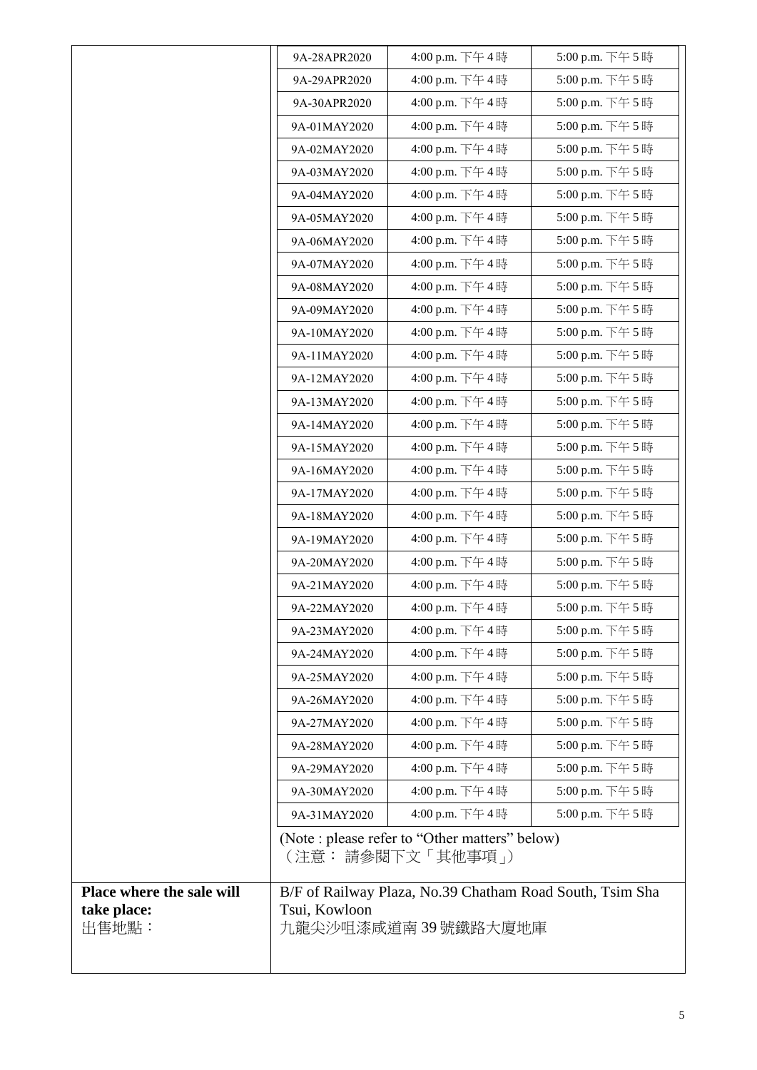| | | | |
|---|---|---|---|
| | 9A-28APR2020 | 4:00 p.m. 下午 4 時 | 5:00 p.m. 下午 5 時 |
| | 9A-29APR2020 | 4:00 p.m. 下午 4 時 | 5:00 p.m. 下午 5 時 |
| | 9A-30APR2020 | 4:00 p.m. 下午 4 時 | 5:00 p.m. 下午 5 時 |
| | 9A-01MAY2020 | 4:00 p.m. 下午 4 時 | 5:00 p.m. 下午 5 時 |
| | 9A-02MAY2020 | 4:00 p.m. 下午 4 時 | 5:00 p.m. 下午 5 時 |
| | 9A-03MAY2020 | 4:00 p.m. 下午 4 時 | 5:00 p.m. 下午 5 時 |
| | 9A-04MAY2020 | 4:00 p.m. 下午 4 時 | 5:00 p.m. 下午 5 時 |
| | 9A-05MAY2020 | 4:00 p.m. 下午 4 時 | 5:00 p.m. 下午 5 時 |
| | 9A-06MAY2020 | 4:00 p.m. 下午 4 時 | 5:00 p.m. 下午 5 時 |
| | 9A-07MAY2020 | 4:00 p.m. 下午 4 時 | 5:00 p.m. 下午 5 時 |
| | 9A-08MAY2020 | 4:00 p.m. 下午 4 時 | 5:00 p.m. 下午 5 時 |
| | 9A-09MAY2020 | 4:00 p.m. 下午 4 時 | 5:00 p.m. 下午 5 時 |
| | 9A-10MAY2020 | 4:00 p.m. 下午 4 時 | 5:00 p.m. 下午 5 時 |
| | 9A-11MAY2020 | 4:00 p.m. 下午 4 時 | 5:00 p.m. 下午 5 時 |
| | 9A-12MAY2020 | 4:00 p.m. 下午 4 時 | 5:00 p.m. 下午 5 時 |
| | 9A-13MAY2020 | 4:00 p.m. 下午 4 時 | 5:00 p.m. 下午 5 時 |
| | 9A-14MAY2020 | 4:00 p.m. 下午 4 時 | 5:00 p.m. 下午 5 時 |
| | 9A-15MAY2020 | 4:00 p.m. 下午 4 時 | 5:00 p.m. 下午 5 時 |
| | 9A-16MAY2020 | 4:00 p.m. 下午 4 時 | 5:00 p.m. 下午 5 時 |
| | 9A-17MAY2020 | 4:00 p.m. 下午 4 時 | 5:00 p.m. 下午 5 時 |
| | 9A-18MAY2020 | 4:00 p.m. 下午 4 時 | 5:00 p.m. 下午 5 時 |
| | 9A-19MAY2020 | 4:00 p.m. 下午 4 時 | 5:00 p.m. 下午 5 時 |
| | 9A-20MAY2020 | 4:00 p.m. 下午 4 時 | 5:00 p.m. 下午 5 時 |
| | 9A-21MAY2020 | 4:00 p.m. 下午 4 時 | 5:00 p.m. 下午 5 時 |
| | 9A-22MAY2020 | 4:00 p.m. 下午 4 時 | 5:00 p.m. 下午 5 時 |
| | 9A-23MAY2020 | 4:00 p.m. 下午 4 時 | 5:00 p.m. 下午 5 時 |
| | 9A-24MAY2020 | 4:00 p.m. 下午 4 時 | 5:00 p.m. 下午 5 時 |
| | 9A-25MAY2020 | 4:00 p.m. 下午 4 時 | 5:00 p.m. 下午 5 時 |
| | 9A-26MAY2020 | 4:00 p.m. 下午 4 時 | 5:00 p.m. 下午 5 時 |
| | 9A-27MAY2020 | 4:00 p.m. 下午 4 時 | 5:00 p.m. 下午 5 時 |
| | 9A-28MAY2020 | 4:00 p.m. 下午 4 時 | 5:00 p.m. 下午 5 時 |
| | 9A-29MAY2020 | 4:00 p.m. 下午 4 時 | 5:00 p.m. 下午 5 時 |
| | 9A-30MAY2020 | 4:00 p.m. 下午 4 時 | 5:00 p.m. 下午 5 時 |
| | 9A-31MAY2020 | 4:00 p.m. 下午 4 時 | 5:00 p.m. 下午 5 時 |
| | (Note : please refer to "Other matters" below)<br>（注意： 請參閱下文「其他事項」） | | |
| **Place where the sale will take place:**<br>出售地點： | B/F of Railway Plaza, No.39 Chatham Road South, Tsim Sha Tsui, Kowloon<br>九龍尖沙咀漆咸道南 39 號鐵路大廈地庫 | | |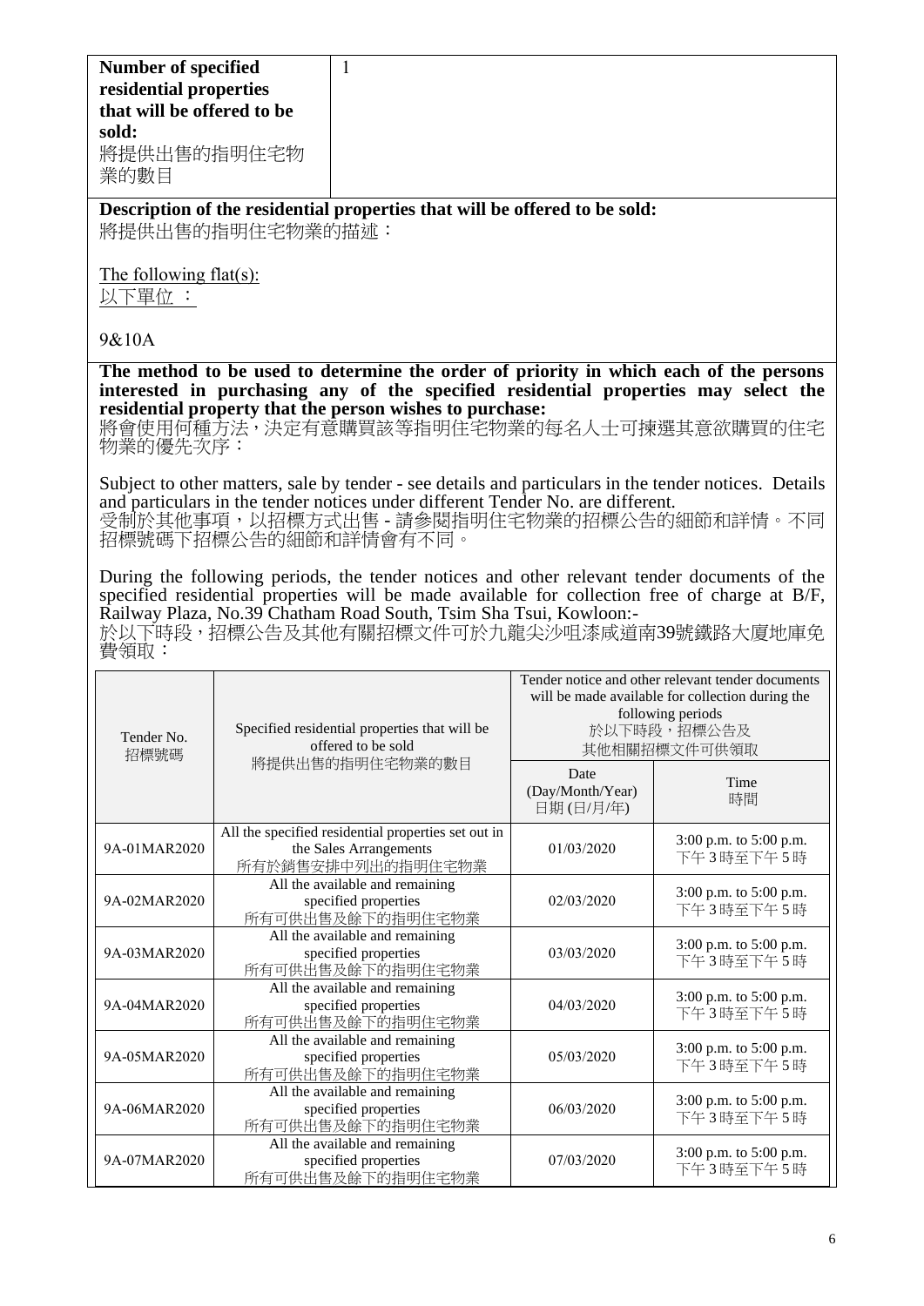| **Number of specified residential properties that will be offered to be sold:** 將提供出售的指明住宅物業的數目 | 1 |
|---|---|

**Description of the residential properties that will be offered to be sold:**
將提供出售的指明住宅物業的描述：

The following flat(s):
以下單位 ：

9&10A

**The method to be used to determine the order of priority in which each of the persons interested in purchasing any of the specified residential properties may select the residential property that the person wishes to purchase:**
將會使用何種方法，決定有意購買該等指明住宅物業的每名人士可揀選其意欲購買的住宅物業的優先次序：

Subject to other matters, sale by tender - see details and particulars in the tender notices. Details and particulars in the tender notices under different Tender No. are different.
受制於其他事項，以招標方式出售 - 請參閱指明住宅物業的招標公告的細節和詳情。不同招標號碼下招標公告的細節和詳情會有不同。

During the following periods, the tender notices and other relevant tender documents of the specified residential properties will be made available for collection free of charge at B/F, Railway Plaza, No.39 Chatham Road South, Tsim Sha Tsui, Kowloon:-
於以下時段，招標公告及其他有關招標文件可於九龍尖沙咀漆咸道南39號鐵路大廈地庫免費領取：

| Tender No. 招標號碼 | Specified residential properties that will be offered to be sold 將提供出售的指明住宅物業的數目 | Tender notice and other relevant tender documents will be made available for collection during the following periods 於以下時段，招標公告及其他相關招標文件可供領取 | |
|---|---|---|---|
| | | Date (Day/Month/Year) 日期 (日/月/年) | Time 時間 |
| 9A-01MAR2020 | All the specified residential properties set out in the Sales Arrangements 所有於銷售安排中列出的指明住宅物業 | 01/03/2020 | 3:00 p.m. to 5:00 p.m. 下午3時至下午5時 |
| 9A-02MAR2020 | All the available and remaining specified properties 所有可供出售及餘下的指明住宅物業 | 02/03/2020 | 3:00 p.m. to 5:00 p.m. 下午3時至下午5時 |
| 9A-03MAR2020 | All the available and remaining specified properties 所有可供出售及餘下的指明住宅物業 | 03/03/2020 | 3:00 p.m. to 5:00 p.m. 下午3時至下午5時 |
| 9A-04MAR2020 | All the available and remaining specified properties 所有可供出售及餘下的指明住宅物業 | 04/03/2020 | 3:00 p.m. to 5:00 p.m. 下午3時至下午5時 |
| 9A-05MAR2020 | All the available and remaining specified properties 所有可供出售及餘下的指明住宅物業 | 05/03/2020 | 3:00 p.m. to 5:00 p.m. 下午3時至下午5時 |
| 9A-06MAR2020 | All the available and remaining specified properties 所有可供出售及餘下的指明住宅物業 | 06/03/2020 | 3:00 p.m. to 5:00 p.m. 下午3時至下午5時 |
| 9A-07MAR2020 | All the available and remaining specified properties 所有可供出售及餘下的指明住宅物業 | 07/03/2020 | 3:00 p.m. to 5:00 p.m. 下午3時至下午5時 |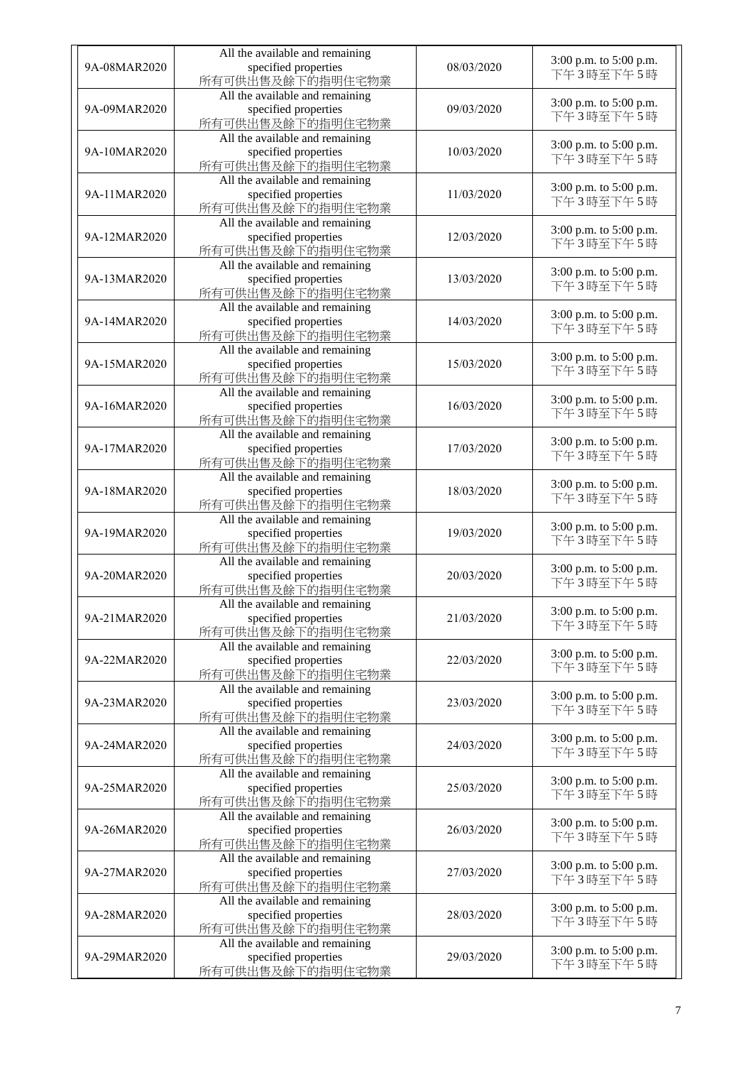| | | | |
|---|---|---|---|
| 9A-08MAR2020 | All the available and remaining specified properties 所有可供出售及餘下的指明住宅物業 | 08/03/2020 | 3:00 p.m. to 5:00 p.m. 下午3時至下午5時 |
| 9A-09MAR2020 | All the available and remaining specified properties 所有可供出售及餘下的指明住宅物業 | 09/03/2020 | 3:00 p.m. to 5:00 p.m. 下午3時至下午5時 |
| 9A-10MAR2020 | All the available and remaining specified properties 所有可供出售及餘下的指明住宅物業 | 10/03/2020 | 3:00 p.m. to 5:00 p.m. 下午3時至下午5時 |
| 9A-11MAR2020 | All the available and remaining specified properties 所有可供出售及餘下的指明住宅物業 | 11/03/2020 | 3:00 p.m. to 5:00 p.m. 下午3時至下午5時 |
| 9A-12MAR2020 | All the available and remaining specified properties 所有可供出售及餘下的指明住宅物業 | 12/03/2020 | 3:00 p.m. to 5:00 p.m. 下午3時至下午5時 |
| 9A-13MAR2020 | All the available and remaining specified properties 所有可供出售及餘下的指明住宅物業 | 13/03/2020 | 3:00 p.m. to 5:00 p.m. 下午3時至下午5時 |
| 9A-14MAR2020 | All the available and remaining specified properties 所有可供出售及餘下的指明住宅物業 | 14/03/2020 | 3:00 p.m. to 5:00 p.m. 下午3時至下午5時 |
| 9A-15MAR2020 | All the available and remaining specified properties 所有可供出售及餘下的指明住宅物業 | 15/03/2020 | 3:00 p.m. to 5:00 p.m. 下午3時至下午5時 |
| 9A-16MAR2020 | All the available and remaining specified properties 所有可供出售及餘下的指明住宅物業 | 16/03/2020 | 3:00 p.m. to 5:00 p.m. 下午3時至下午5時 |
| 9A-17MAR2020 | All the available and remaining specified properties 所有可供出售及餘下的指明住宅物業 | 17/03/2020 | 3:00 p.m. to 5:00 p.m. 下午3時至下午5時 |
| 9A-18MAR2020 | All the available and remaining specified properties 所有可供出售及餘下的指明住宅物業 | 18/03/2020 | 3:00 p.m. to 5:00 p.m. 下午3時至下午5時 |
| 9A-19MAR2020 | All the available and remaining specified properties 所有可供出售及餘下的指明住宅物業 | 19/03/2020 | 3:00 p.m. to 5:00 p.m. 下午3時至下午5時 |
| 9A-20MAR2020 | All the available and remaining specified properties 所有可供出售及餘下的指明住宅物業 | 20/03/2020 | 3:00 p.m. to 5:00 p.m. 下午3時至下午5時 |
| 9A-21MAR2020 | All the available and remaining specified properties 所有可供出售及餘下的指明住宅物業 | 21/03/2020 | 3:00 p.m. to 5:00 p.m. 下午3時至下午5時 |
| 9A-22MAR2020 | All the available and remaining specified properties 所有可供出售及餘下的指明住宅物業 | 22/03/2020 | 3:00 p.m. to 5:00 p.m. 下午3時至下午5時 |
| 9A-23MAR2020 | All the available and remaining specified properties 所有可供出售及餘下的指明住宅物業 | 23/03/2020 | 3:00 p.m. to 5:00 p.m. 下午3時至下午5時 |
| 9A-24MAR2020 | All the available and remaining specified properties 所有可供出售及餘下的指明住宅物業 | 24/03/2020 | 3:00 p.m. to 5:00 p.m. 下午3時至下午5時 |
| 9A-25MAR2020 | All the available and remaining specified properties 所有可供出售及餘下的指明住宅物業 | 25/03/2020 | 3:00 p.m. to 5:00 p.m. 下午3時至下午5時 |
| 9A-26MAR2020 | All the available and remaining specified properties 所有可供出售及餘下的指明住宅物業 | 26/03/2020 | 3:00 p.m. to 5:00 p.m. 下午3時至下午5時 |
| 9A-27MAR2020 | All the available and remaining specified properties 所有可供出售及餘下的指明住宅物業 | 27/03/2020 | 3:00 p.m. to 5:00 p.m. 下午3時至下午5時 |
| 9A-28MAR2020 | All the available and remaining specified properties 所有可供出售及餘下的指明住宅物業 | 28/03/2020 | 3:00 p.m. to 5:00 p.m. 下午3時至下午5時 |
| 9A-29MAR2020 | All the available and remaining specified properties 所有可供出售及餘下的指明住宅物業 | 29/03/2020 | 3:00 p.m. to 5:00 p.m. 下午3時至下午5時 |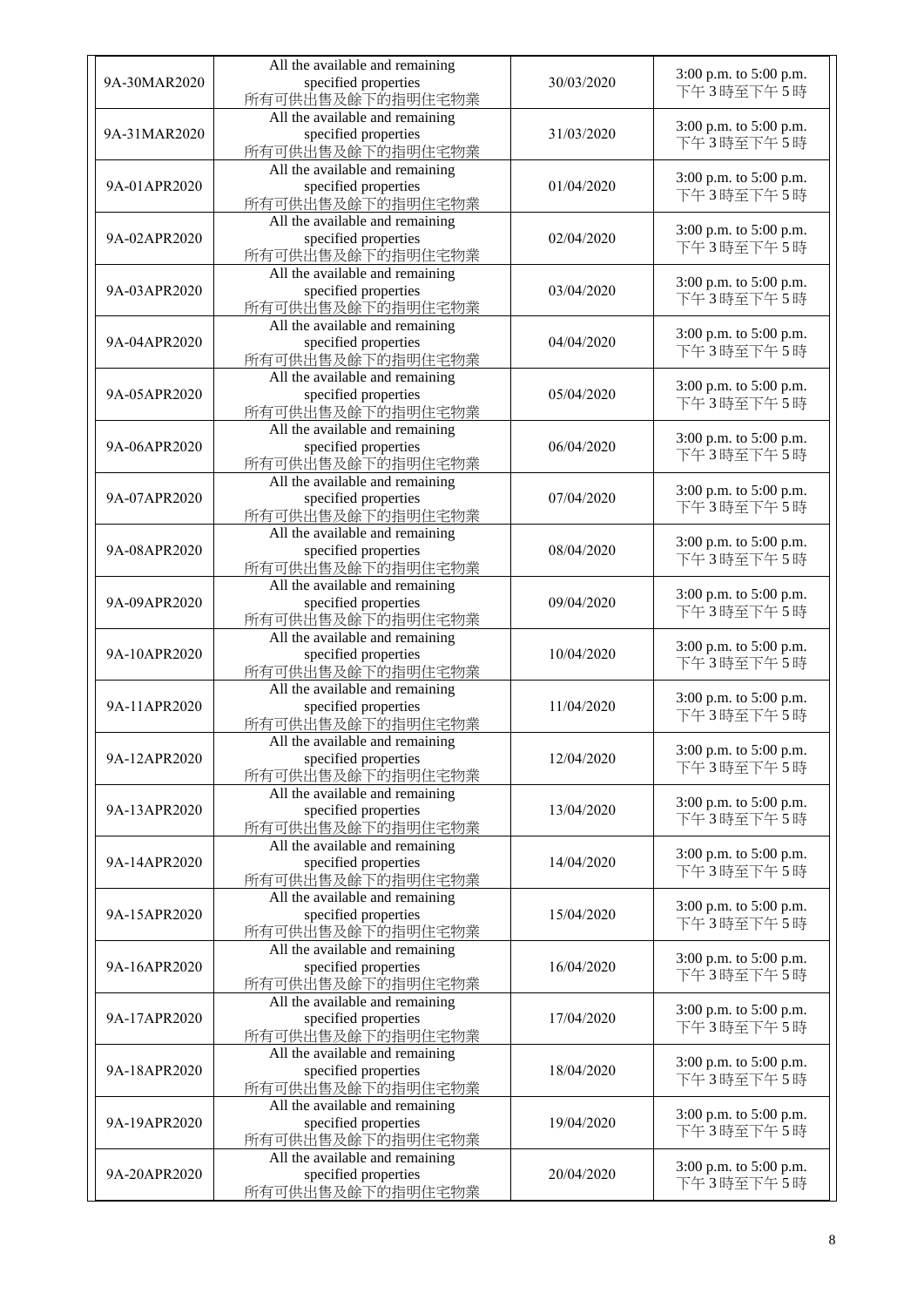| 9A-30MAR2020 | All the available and remaining specified properties 所有可供出售及餘下的指明住宅物業 | 30/03/2020 | 3:00 p.m. to 5:00 p.m. 下午3時至下午5時 |
|---|---|---|---|
| 9A-31MAR2020 | All the available and remaining specified properties 所有可供出售及餘下的指明住宅物業 | 31/03/2020 | 3:00 p.m. to 5:00 p.m. 下午3時至下午5時 |
| 9A-01APR2020 | All the available and remaining specified properties 所有可供出售及餘下的指明住宅物業 | 01/04/2020 | 3:00 p.m. to 5:00 p.m. 下午3時至下午5時 |
| 9A-02APR2020 | All the available and remaining specified properties 所有可供出售及餘下的指明住宅物業 | 02/04/2020 | 3:00 p.m. to 5:00 p.m. 下午3時至下午5時 |
| 9A-03APR2020 | All the available and remaining specified properties 所有可供出售及餘下的指明住宅物業 | 03/04/2020 | 3:00 p.m. to 5:00 p.m. 下午3時至下午5時 |
| 9A-04APR2020 | All the available and remaining specified properties 所有可供出售及餘下的指明住宅物業 | 04/04/2020 | 3:00 p.m. to 5:00 p.m. 下午3時至下午5時 |
| 9A-05APR2020 | All the available and remaining specified properties 所有可供出售及餘下的指明住宅物業 | 05/04/2020 | 3:00 p.m. to 5:00 p.m. 下午3時至下午5時 |
| 9A-06APR2020 | All the available and remaining specified properties 所有可供出售及餘下的指明住宅物業 | 06/04/2020 | 3:00 p.m. to 5:00 p.m. 下午3時至下午5時 |
| 9A-07APR2020 | All the available and remaining specified properties 所有可供出售及餘下的指明住宅物業 | 07/04/2020 | 3:00 p.m. to 5:00 p.m. 下午3時至下午5時 |
| 9A-08APR2020 | All the available and remaining specified properties 所有可供出售及餘下的指明住宅物業 | 08/04/2020 | 3:00 p.m. to 5:00 p.m. 下午3時至下午5時 |
| 9A-09APR2020 | All the available and remaining specified properties 所有可供出售及餘下的指明住宅物業 | 09/04/2020 | 3:00 p.m. to 5:00 p.m. 下午3時至下午5時 |
| 9A-10APR2020 | All the available and remaining specified properties 所有可供出售及餘下的指明住宅物業 | 10/04/2020 | 3:00 p.m. to 5:00 p.m. 下午3時至下午5時 |
| 9A-11APR2020 | All the available and remaining specified properties 所有可供出售及餘下的指明住宅物業 | 11/04/2020 | 3:00 p.m. to 5:00 p.m. 下午3時至下午5時 |
| 9A-12APR2020 | All the available and remaining specified properties 所有可供出售及餘下的指明住宅物業 | 12/04/2020 | 3:00 p.m. to 5:00 p.m. 下午3時至下午5時 |
| 9A-13APR2020 | All the available and remaining specified properties 所有可供出售及餘下的指明住宅物業 | 13/04/2020 | 3:00 p.m. to 5:00 p.m. 下午3時至下午5時 |
| 9A-14APR2020 | All the available and remaining specified properties 所有可供出售及餘下的指明住宅物業 | 14/04/2020 | 3:00 p.m. to 5:00 p.m. 下午3時至下午5時 |
| 9A-15APR2020 | All the available and remaining specified properties 所有可供出售及餘下的指明住宅物業 | 15/04/2020 | 3:00 p.m. to 5:00 p.m. 下午3時至下午5時 |
| 9A-16APR2020 | All the available and remaining specified properties 所有可供出售及餘下的指明住宅物業 | 16/04/2020 | 3:00 p.m. to 5:00 p.m. 下午3時至下午5時 |
| 9A-17APR2020 | All the available and remaining specified properties 所有可供出售及餘下的指明住宅物業 | 17/04/2020 | 3:00 p.m. to 5:00 p.m. 下午3時至下午5時 |
| 9A-18APR2020 | All the available and remaining specified properties 所有可供出售及餘下的指明住宅物業 | 18/04/2020 | 3:00 p.m. to 5:00 p.m. 下午3時至下午5時 |
| 9A-19APR2020 | All the available and remaining specified properties 所有可供出售及餘下的指明住宅物業 | 19/04/2020 | 3:00 p.m. to 5:00 p.m. 下午3時至下午5時 |
| 9A-20APR2020 | All the available and remaining specified properties 所有可供出售及餘下的指明住宅物業 | 20/04/2020 | 3:00 p.m. to 5:00 p.m. 下午3時至下午5時 |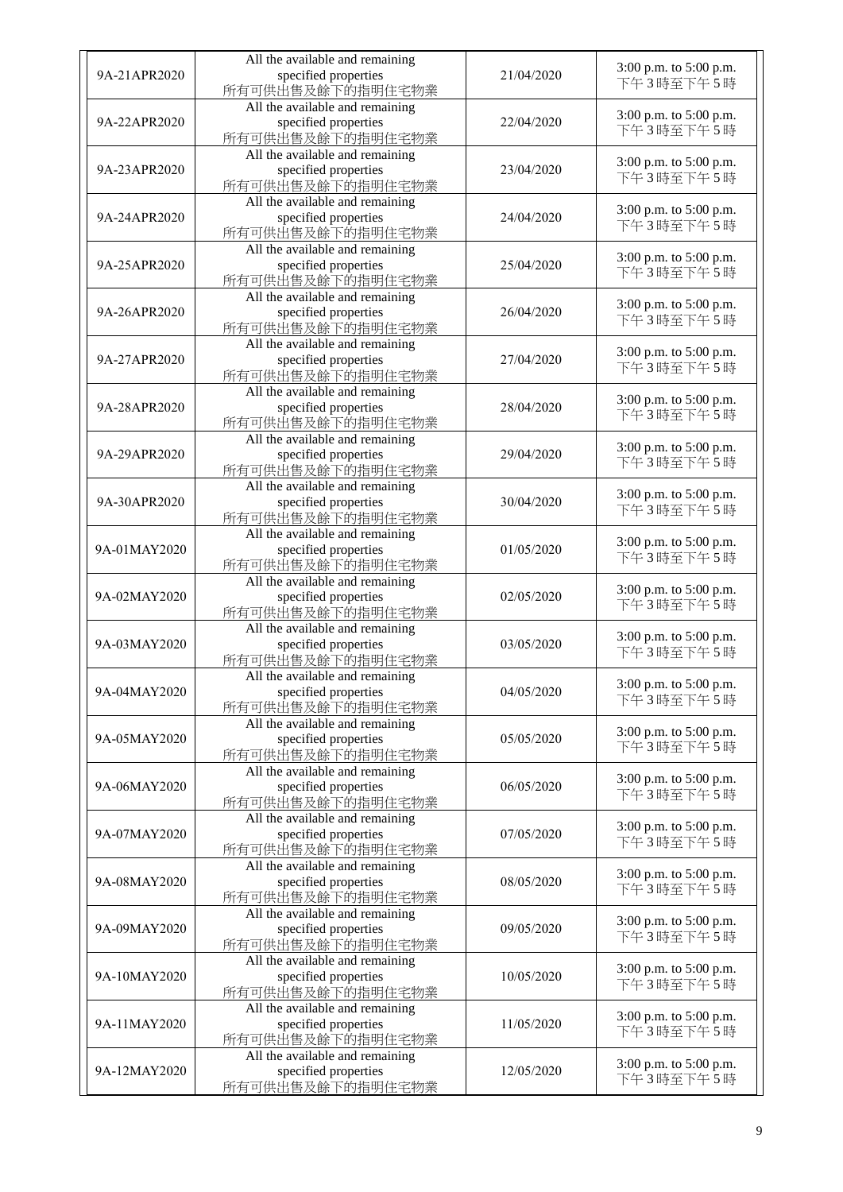| 9A-21APR2020 | All the available and remaining specified properties 所有可供出售及餘下的指明住宅物業 | 21/04/2020 | 3:00 p.m. to 5:00 p.m. 下午 3 時至下午 5 時 |
|---|---|---|---|
| 9A-22APR2020 | All the available and remaining specified properties 所有可供出售及餘下的指明住宅物業 | 22/04/2020 | 3:00 p.m. to 5:00 p.m. 下午 3 時至下午 5 時 |
| 9A-23APR2020 | All the available and remaining specified properties 所有可供出售及餘下的指明住宅物業 | 23/04/2020 | 3:00 p.m. to 5:00 p.m. 下午 3 時至下午 5 時 |
| 9A-24APR2020 | All the available and remaining specified properties 所有可供出售及餘下的指明住宅物業 | 24/04/2020 | 3:00 p.m. to 5:00 p.m. 下午 3 時至下午 5 時 |
| 9A-25APR2020 | All the available and remaining specified properties 所有可供出售及餘下的指明住宅物業 | 25/04/2020 | 3:00 p.m. to 5:00 p.m. 下午 3 時至下午 5 時 |
| 9A-26APR2020 | All the available and remaining specified properties 所有可供出售及餘下的指明住宅物業 | 26/04/2020 | 3:00 p.m. to 5:00 p.m. 下午 3 時至下午 5 時 |
| 9A-27APR2020 | All the available and remaining specified properties 所有可供出售及餘下的指明住宅物業 | 27/04/2020 | 3:00 p.m. to 5:00 p.m. 下午 3 時至下午 5 時 |
| 9A-28APR2020 | All the available and remaining specified properties 所有可供出售及餘下的指明住宅物業 | 28/04/2020 | 3:00 p.m. to 5:00 p.m. 下午 3 時至下午 5 時 |
| 9A-29APR2020 | All the available and remaining specified properties 所有可供出售及餘下的指明住宅物業 | 29/04/2020 | 3:00 p.m. to 5:00 p.m. 下午 3 時至下午 5 時 |
| 9A-30APR2020 | All the available and remaining specified properties 所有可供出售及餘下的指明住宅物業 | 30/04/2020 | 3:00 p.m. to 5:00 p.m. 下午 3 時至下午 5 時 |
| 9A-01MAY2020 | All the available and remaining specified properties 所有可供出售及餘下的指明住宅物業 | 01/05/2020 | 3:00 p.m. to 5:00 p.m. 下午 3 時至下午 5 時 |
| 9A-02MAY2020 | All the available and remaining specified properties 所有可供出售及餘下的指明住宅物業 | 02/05/2020 | 3:00 p.m. to 5:00 p.m. 下午 3 時至下午 5 時 |
| 9A-03MAY2020 | All the available and remaining specified properties 所有可供出售及餘下的指明住宅物業 | 03/05/2020 | 3:00 p.m. to 5:00 p.m. 下午 3 時至下午 5 時 |
| 9A-04MAY2020 | All the available and remaining specified properties 所有可供出售及餘下的指明住宅物業 | 04/05/2020 | 3:00 p.m. to 5:00 p.m. 下午 3 時至下午 5 時 |
| 9A-05MAY2020 | All the available and remaining specified properties 所有可供出售及餘下的指明住宅物業 | 05/05/2020 | 3:00 p.m. to 5:00 p.m. 下午 3 時至下午 5 時 |
| 9A-06MAY2020 | All the available and remaining specified properties 所有可供出售及餘下的指明住宅物業 | 06/05/2020 | 3:00 p.m. to 5:00 p.m. 下午 3 時至下午 5 時 |
| 9A-07MAY2020 | All the available and remaining specified properties 所有可供出售及餘下的指明住宅物業 | 07/05/2020 | 3:00 p.m. to 5:00 p.m. 下午 3 時至下午 5 時 |
| 9A-08MAY2020 | All the available and remaining specified properties 所有可供出售及餘下的指明住宅物業 | 08/05/2020 | 3:00 p.m. to 5:00 p.m. 下午 3 時至下午 5 時 |
| 9A-09MAY2020 | All the available and remaining specified properties 所有可供出售及餘下的指明住宅物業 | 09/05/2020 | 3:00 p.m. to 5:00 p.m. 下午 3 時至下午 5 時 |
| 9A-10MAY2020 | All the available and remaining specified properties 所有可供出售及餘下的指明住宅物業 | 10/05/2020 | 3:00 p.m. to 5:00 p.m. 下午 3 時至下午 5 時 |
| 9A-11MAY2020 | All the available and remaining specified properties 所有可供出售及餘下的指明住宅物業 | 11/05/2020 | 3:00 p.m. to 5:00 p.m. 下午 3 時至下午 5 時 |
| 9A-12MAY2020 | All the available and remaining specified properties 所有可供出售及餘下的指明住宅物業 | 12/05/2020 | 3:00 p.m. to 5:00 p.m. 下午 3 時至下午 5 時 |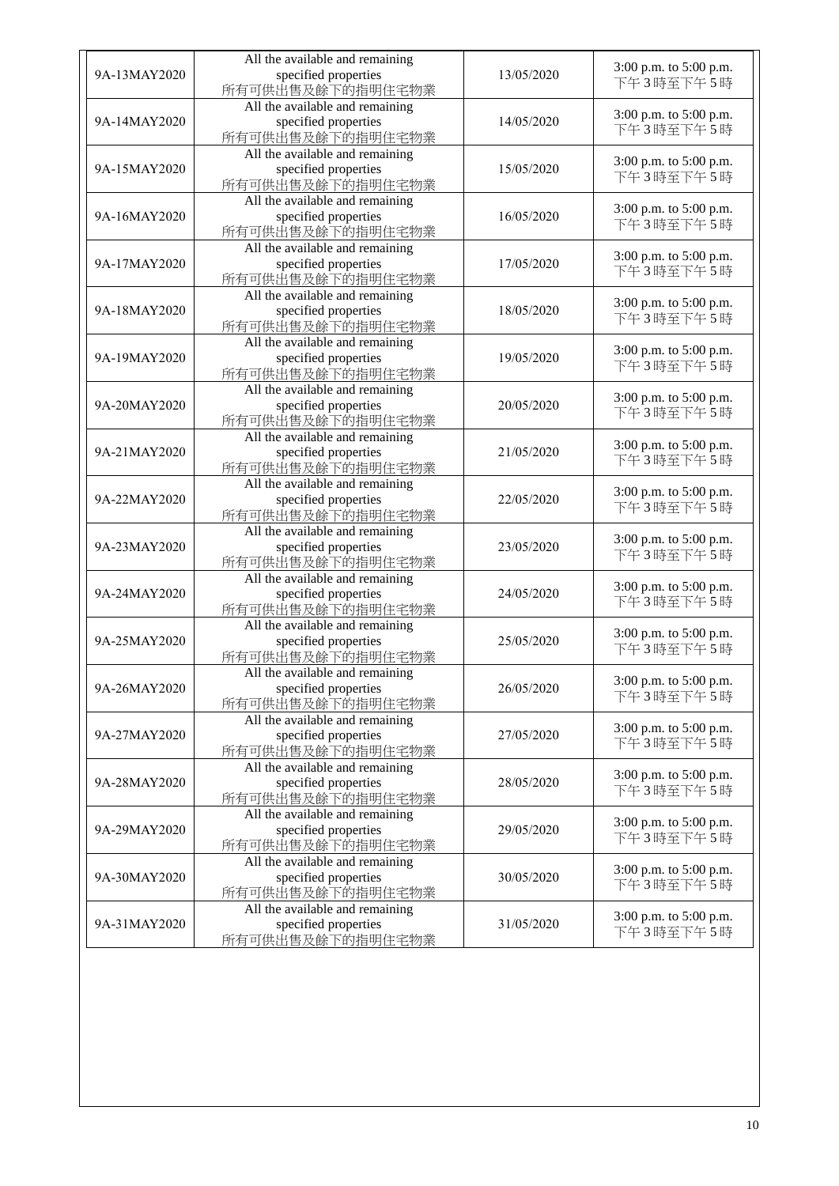| | | | |
|---|---|---|---|
| 9A-13MAY2020 | All the available and remaining specified properties 所有可供出售及餘下的指明住宅物業 | 13/05/2020 | 3:00 p.m. to 5:00 p.m. 下午3時至下午5時 |
| 9A-14MAY2020 | All the available and remaining specified properties 所有可供出售及餘下的指明住宅物業 | 14/05/2020 | 3:00 p.m. to 5:00 p.m. 下午3時至下午5時 |
| 9A-15MAY2020 | All the available and remaining specified properties 所有可供出售及餘下的指明住宅物業 | 15/05/2020 | 3:00 p.m. to 5:00 p.m. 下午3時至下午5時 |
| 9A-16MAY2020 | All the available and remaining specified properties 所有可供出售及餘下的指明住宅物業 | 16/05/2020 | 3:00 p.m. to 5:00 p.m. 下午3時至下午5時 |
| 9A-17MAY2020 | All the available and remaining specified properties 所有可供出售及餘下的指明住宅物業 | 17/05/2020 | 3:00 p.m. to 5:00 p.m. 下午3時至下午5時 |
| 9A-18MAY2020 | All the available and remaining specified properties 所有可供出售及餘下的指明住宅物業 | 18/05/2020 | 3:00 p.m. to 5:00 p.m. 下午3時至下午5時 |
| 9A-19MAY2020 | All the available and remaining specified properties 所有可供出售及餘下的指明住宅物業 | 19/05/2020 | 3:00 p.m. to 5:00 p.m. 下午3時至下午5時 |
| 9A-20MAY2020 | All the available and remaining specified properties 所有可供出售及餘下的指明住宅物業 | 20/05/2020 | 3:00 p.m. to 5:00 p.m. 下午3時至下午5時 |
| 9A-21MAY2020 | All the available and remaining specified properties 所有可供出售及餘下的指明住宅物業 | 21/05/2020 | 3:00 p.m. to 5:00 p.m. 下午3時至下午5時 |
| 9A-22MAY2020 | All the available and remaining specified properties 所有可供出售及餘下的指明住宅物業 | 22/05/2020 | 3:00 p.m. to 5:00 p.m. 下午3時至下午5時 |
| 9A-23MAY2020 | All the available and remaining specified properties 所有可供出售及餘下的指明住宅物業 | 23/05/2020 | 3:00 p.m. to 5:00 p.m. 下午3時至下午5時 |
| 9A-24MAY2020 | All the available and remaining specified properties 所有可供出售及餘下的指明住宅物業 | 24/05/2020 | 3:00 p.m. to 5:00 p.m. 下午3時至下午5時 |
| 9A-25MAY2020 | All the available and remaining specified properties 所有可供出售及餘下的指明住宅物業 | 25/05/2020 | 3:00 p.m. to 5:00 p.m. 下午3時至下午5時 |
| 9A-26MAY2020 | All the available and remaining specified properties 所有可供出售及餘下的指明住宅物業 | 26/05/2020 | 3:00 p.m. to 5:00 p.m. 下午3時至下午5時 |
| 9A-27MAY2020 | All the available and remaining specified properties 所有可供出售及餘下的指明住宅物業 | 27/05/2020 | 3:00 p.m. to 5:00 p.m. 下午3時至下午5時 |
| 9A-28MAY2020 | All the available and remaining specified properties 所有可供出售及餘下的指明住宅物業 | 28/05/2020 | 3:00 p.m. to 5:00 p.m. 下午3時至下午5時 |
| 9A-29MAY2020 | All the available and remaining specified properties 所有可供出售及餘下的指明住宅物業 | 29/05/2020 | 3:00 p.m. to 5:00 p.m. 下午3時至下午5時 |
| 9A-30MAY2020 | All the available and remaining specified properties 所有可供出售及餘下的指明住宅物業 | 30/05/2020 | 3:00 p.m. to 5:00 p.m. 下午3時至下午5時 |
| 9A-31MAY2020 | All the available and remaining specified properties 所有可供出售及餘下的指明住宅物業 | 31/05/2020 | 3:00 p.m. to 5:00 p.m. 下午3時至下午5時 |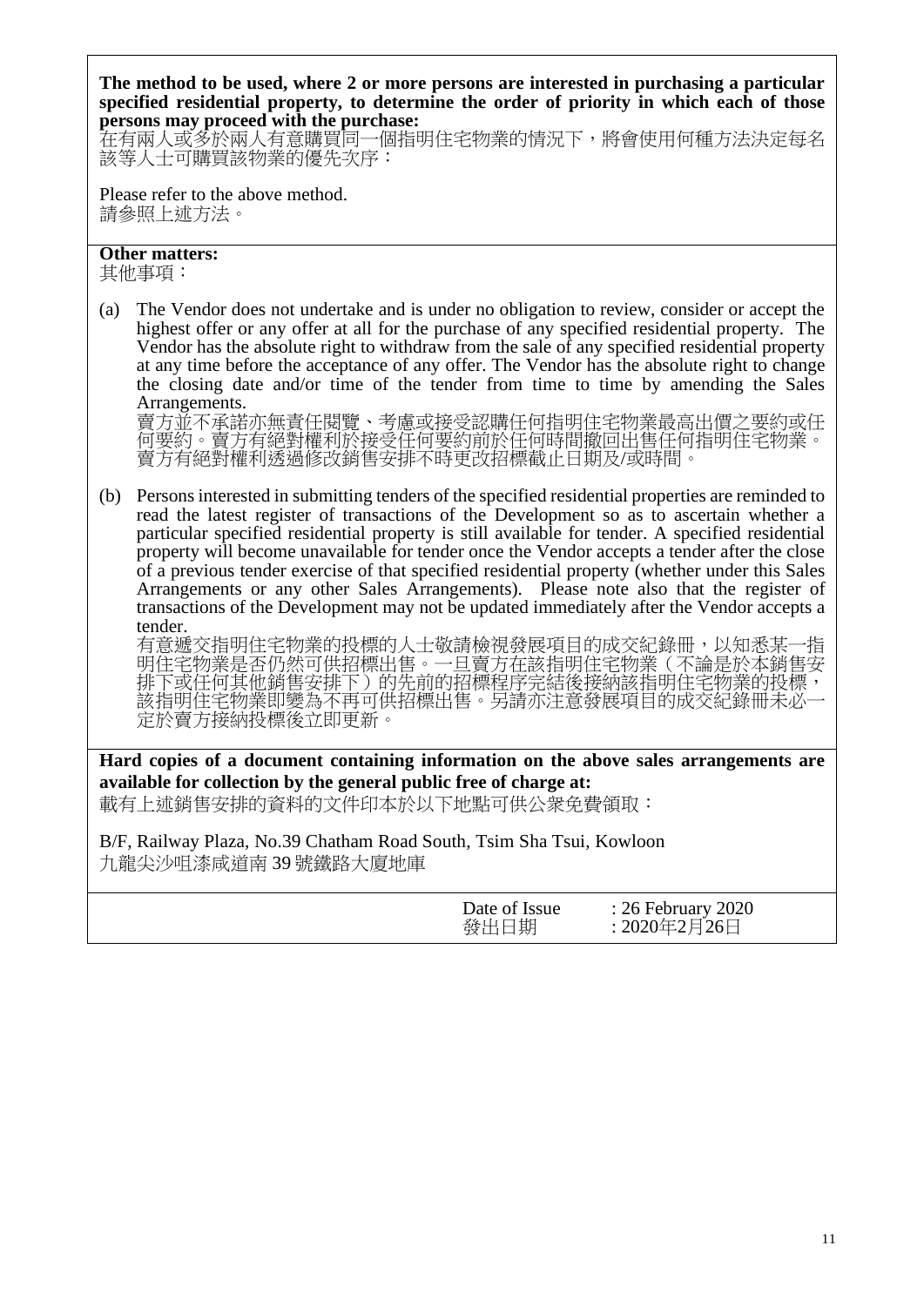**The method to be used, where 2 or more persons are interested in purchasing a particular specified residential property, to determine the order of priority in which each of those persons may proceed with the purchase:**
在有兩人或多於兩人有意購買同一個指明住宅物業的情況下，將會使用何種方法決定每名該等人士可購買該物業的優先次序：

Please refer to the above method.
請參照上述方法。

**Other matters:**
其他事項：

(a) The Vendor does not undertake and is under no obligation to review, consider or accept the highest offer or any offer at all for the purchase of any specified residential property. The Vendor has the absolute right to withdraw from the sale of any specified residential property at any time before the acceptance of any offer. The Vendor has the absolute right to change the closing date and/or time of the tender from time to time by amending the Sales Arrangements.
賣方並不承諾亦無責任閱覽、考慮或接受認購任何指明住宅物業最高出價之要約或任何要約。賣方有絕對權利於接受任何要約前於任何時間撤回出售任何指明住宅物業。賣方有絕對權利透過修改銷售安排不時更改招標截止日期及/或時間。

(b) Persons interested in submitting tenders of the specified residential properties are reminded to read the latest register of transactions of the Development so as to ascertain whether a particular specified residential property is still available for tender. A specified residential property will become unavailable for tender once the Vendor accepts a tender after the close of a previous tender exercise of that specified residential property (whether under this Sales Arrangements or any other Sales Arrangements). Please note also that the register of transactions of the Development may not be updated immediately after the Vendor accepts a tender.
有意遞交指明住宅物業的投標的人士敬請檢視發展項目的成交紀錄冊，以知悉某一指明住宅物業是否仍然可供招標出售。一旦賣方在該指明住宅物業（不論是於本銷售安排下或任何其他銷售安排下）的先前的招標程序完結後接納該指明住宅物業的投標，該指明住宅物業即變為不再可供招標出售。另請亦注意發展項目的成交紀錄冊未必一定於賣方接納投標後立即更新。

**Hard copies of a document containing information on the above sales arrangements are available for collection by the general public free of charge at:**
載有上述銷售安排的資料的文件印本於以下地點可供公眾免費領取：

B/F, Railway Plaza, No.39 Chatham Road South, Tsim Sha Tsui, Kowloon
九龍尖沙咀漆咸道南 39 號鐵路大廈地庫

Date of Issue : 26 February 2020
發出日期 : 2020年2月26日